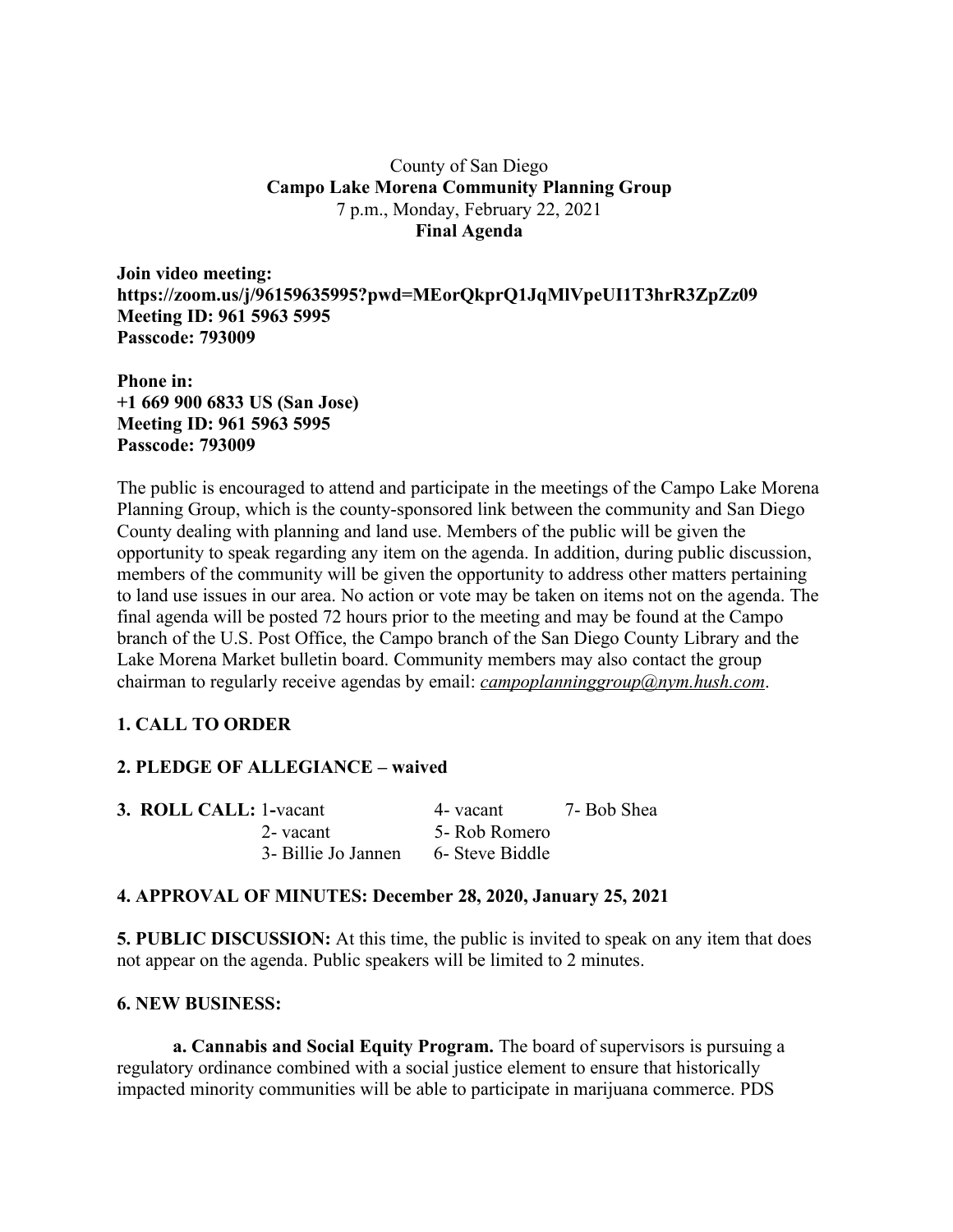County of San Diego
**Campo Lake Morena Community Planning Group**
7 p.m., Monday, February 22, 2021
**Final Agenda**

**Join video meeting:**
**https://zoom.us/j/96159635995?pwd=MEorQkprQ1JqMlVpeUI1T3hrR3ZpZz09**
**Meeting ID: 961 5963 5995**
**Passcode: 793009**

**Phone in:**
**+1 669 900 6833 US (San Jose)**
**Meeting ID: 961 5963 5995**
**Passcode: 793009**

The public is encouraged to attend and participate in the meetings of the Campo Lake Morena Planning Group, which is the county-sponsored link between the community and San Diego County dealing with planning and land use. Members of the public will be given the opportunity to speak regarding any item on the agenda. In addition, during public discussion, members of the community will be given the opportunity to address other matters pertaining to land use issues in our area. No action or vote may be taken on items not on the agenda. The final agenda will be posted 72 hours prior to the meeting and may be found at the Campo branch of the U.S. Post Office, the Campo branch of the San Diego County Library and the Lake Morena Market bulletin board. Community members may also contact the group chairman to regularly receive agendas by email: *campoplanninggroup@nym.hush.com*.

**1. CALL TO ORDER**

**2. PLEDGE OF ALLEGIANCE – waived**

**3. ROLL CALL:**

| | | |
|---|---|---|
| 1-vacant | 4- vacant | 7- Bob Shea |
| 2- vacant | 5- Rob Romero | |
| 3- Billie Jo Jannen | 6- Steve Biddle | |

**4. APPROVAL OF MINUTES: December 28, 2020, January 25, 2021**

**5. PUBLIC DISCUSSION:** At this time, the public is invited to speak on any item that does not appear on the agenda. Public speakers will be limited to 2 minutes.

**6. NEW BUSINESS:**

**a. Cannabis and Social Equity Program.** The board of supervisors is pursuing a regulatory ordinance combined with a social justice element to ensure that historically impacted minority communities will be able to participate in marijuana commerce. PDS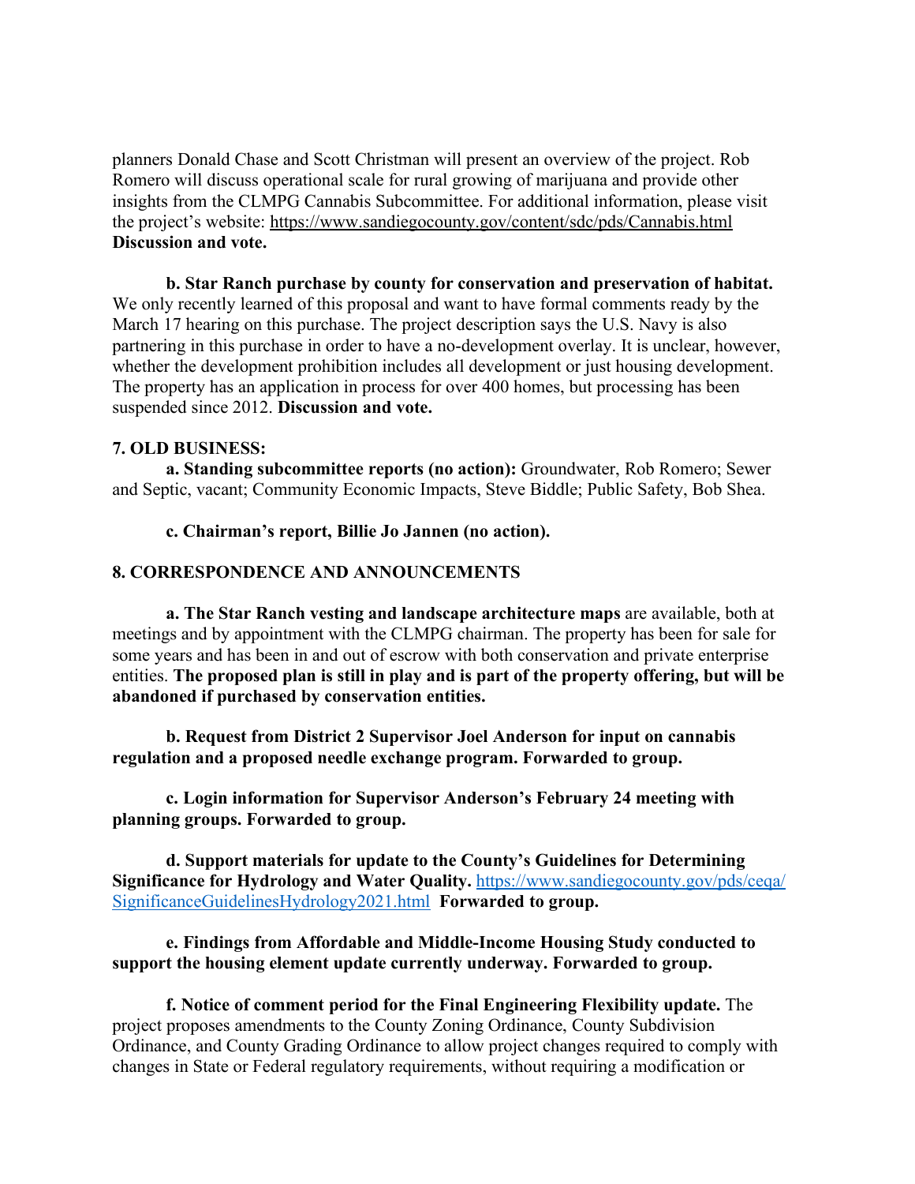planners Donald Chase and Scott Christman will present an overview of the project. Rob Romero will discuss operational scale for rural growing of marijuana and provide other insights from the CLMPG Cannabis Subcommittee. For additional information, please visit the project's website: https://www.sandiegocounty.gov/content/sdc/pds/Cannabis.html **Discussion and vote.**

**b. Star Ranch purchase by county for conservation and preservation of habitat.** We only recently learned of this proposal and want to have formal comments ready by the March 17 hearing on this purchase. The project description says the U.S. Navy is also partnering in this purchase in order to have a no-development overlay. It is unclear, however, whether the development prohibition includes all development or just housing development. The property has an application in process for over 400 homes, but processing has been suspended since 2012. **Discussion and vote.**

**7. OLD BUSINESS:**

**a. Standing subcommittee reports (no action):** Groundwater, Rob Romero; Sewer and Septic, vacant; Community Economic Impacts, Steve Biddle; Public Safety, Bob Shea.

**c. Chairman's report, Billie Jo Jannen (no action).**

**8. CORRESPONDENCE AND ANNOUNCEMENTS**

**a. The Star Ranch vesting and landscape architecture maps** are available, both at meetings and by appointment with the CLMPG chairman. The property has been for sale for some years and has been in and out of escrow with both conservation and private enterprise entities. **The proposed plan is still in play and is part of the property offering, but will be abandoned if purchased by conservation entities.**

**b. Request from District 2 Supervisor Joel Anderson for input on cannabis regulation and a proposed needle exchange program. Forwarded to group.**

**c. Login information for Supervisor Anderson's February 24 meeting with planning groups. Forwarded to group.**

**d. Support materials for update to the County's Guidelines for Determining Significance for Hydrology and Water Quality.** https://www.sandiegocounty.gov/pds/ceqa/SignificanceGuidelinesHydrology2021.html **Forwarded to group.**

**e. Findings from Affordable and Middle-Income Housing Study conducted to support the housing element update currently underway. Forwarded to group.**

**f. Notice of comment period for the Final Engineering Flexibility update.** The project proposes amendments to the County Zoning Ordinance, County Subdivision Ordinance, and County Grading Ordinance to allow project changes required to comply with changes in State or Federal regulatory requirements, without requiring a modification or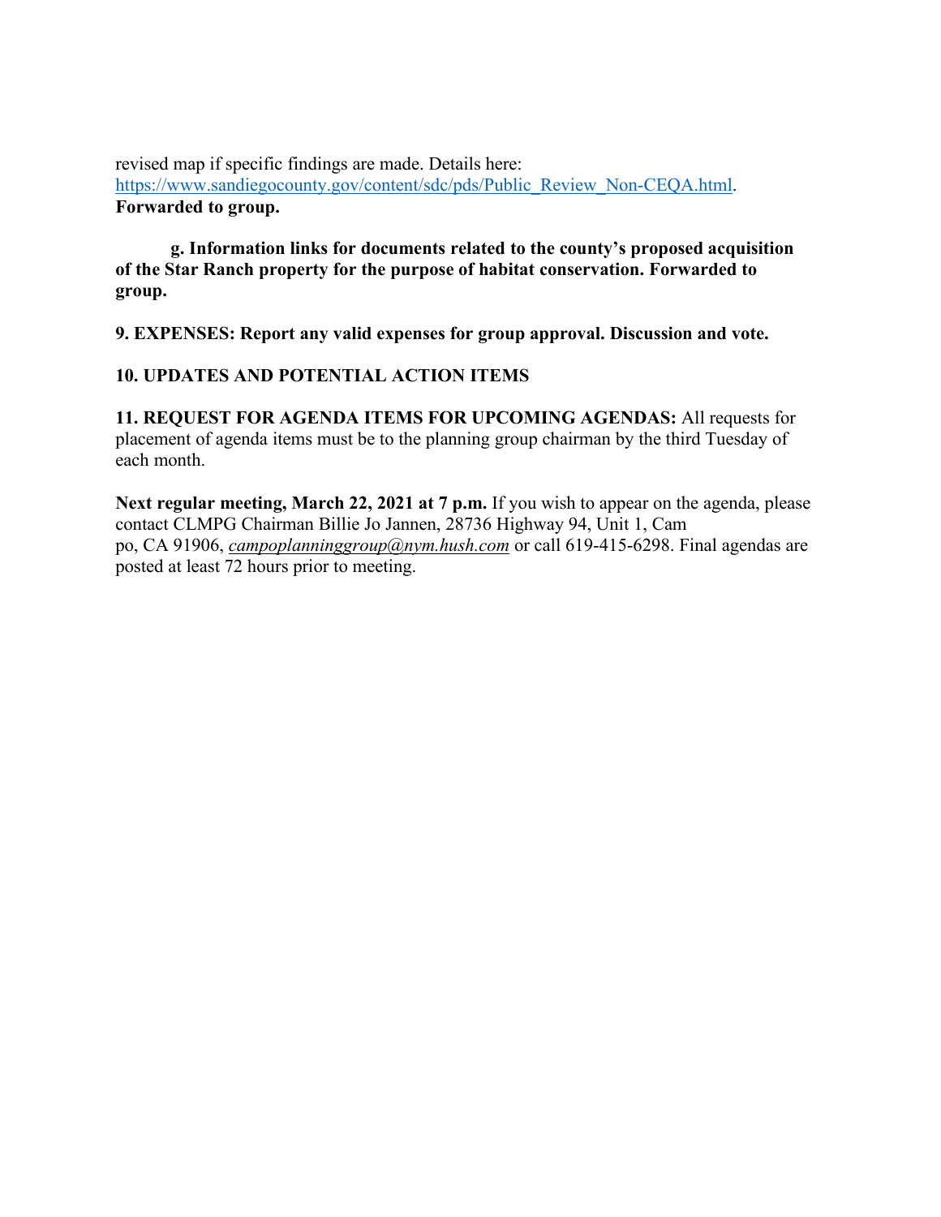revised map if specific findings are made. Details here: [https://www.sandiegocounty.gov/content/sdc/pds/Public_Review_Non-CEQA.html](https://www.sandiegocounty.gov/content/sdc/pds/Public_Review_Non-CEQA.html).
**Forwarded to group.**

**g. Information links for documents related to the county's proposed acquisition of the Star Ranch property for the purpose of habitat conservation. Forwarded to group.**

**9. EXPENSES: Report any valid expenses for group approval. Discussion and vote.**

**10. UPDATES AND POTENTIAL ACTION ITEMS**

**11. REQUEST FOR AGENDA ITEMS FOR UPCOMING AGENDAS:** All requests for placement of agenda items must be to the planning group chairman by the third Tuesday of each month.

**Next regular meeting, March 22, 2021 at 7 p.m.** If you wish to appear on the agenda, please contact CLMPG Chairman Billie Jo Jannen, 28736 Highway 94, Unit 1, Campo, CA 91906, *campoplanninggroup@nym.hush.com* or call 619-415-6298. Final agendas are posted at least 72 hours prior to meeting.